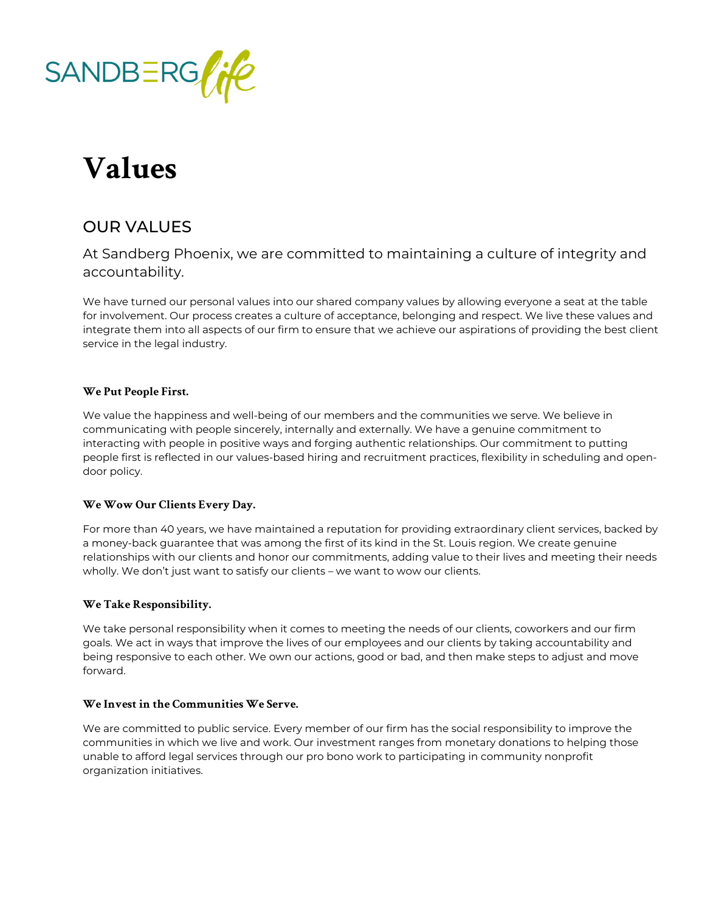SANDBERG*life*

# Values

## OUR VALUES

At Sandberg Phoenix, we are committed to maintaining a culture of integrity and accountability.

We have turned our personal values into our shared company values by allowing everyone a seat at the table for involvement. Our process creates a culture of acceptance, belonging and respect. We live these values and integrate them into all aspects of our firm to ensure that we achieve our aspirations of providing the best client service in the legal industry.

### We Put People First.

We value the happiness and well-being of our members and the communities we serve. We believe in communicating with people sincerely, internally and externally. We have a genuine commitment to interacting with people in positive ways and forging authentic relationships. Our commitment to putting people first is reflected in our values-based hiring and recruitment practices, flexibility in scheduling and open-door policy.

### We Wow Our Clients Every Day.

For more than 40 years, we have maintained a reputation for providing extraordinary client services, backed by a money-back guarantee that was among the first of its kind in the St. Louis region. We create genuine relationships with our clients and honor our commitments, adding value to their lives and meeting their needs wholly. We don't just want to satisfy our clients – we want to wow our clients.

### We Take Responsibility.

We take personal responsibility when it comes to meeting the needs of our clients, coworkers and our firm goals. We act in ways that improve the lives of our employees and our clients by taking accountability and being responsive to each other. We own our actions, good or bad, and then make steps to adjust and move forward.

### We Invest in the Communities We Serve.

We are committed to public service. Every member of our firm has the social responsibility to improve the communities in which we live and work. Our investment ranges from monetary donations to helping those unable to afford legal services through our pro bono work to participating in community nonprofit organization initiatives.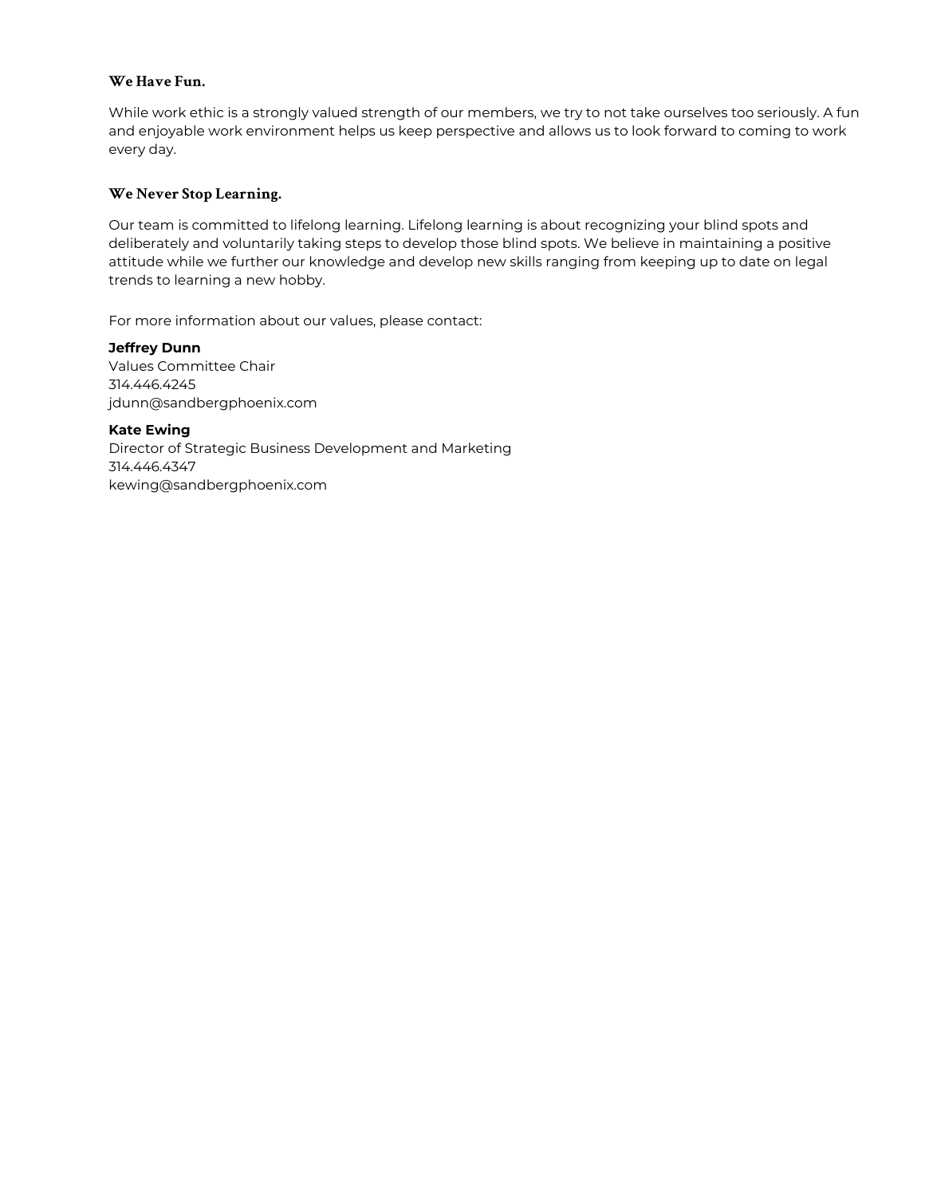### We Have Fun.

While work ethic is a strongly valued strength of our members, we try to not take ourselves too seriously. A fun and enjoyable work environment helps us keep perspective and allows us to look forward to coming to work every day.

### We Never Stop Learning.

Our team is committed to lifelong learning. Lifelong learning is about recognizing your blind spots and deliberately and voluntarily taking steps to develop those blind spots. We believe in maintaining a positive attitude while we further our knowledge and develop new skills ranging from keeping up to date on legal trends to learning a new hobby.

For more information about our values, please contact:

**Jeffrey Dunn**
Values Committee Chair
314.446.4245
jdunn@sandbergphoenix.com

**Kate Ewing**
Director of Strategic Business Development and Marketing
314.446.4347
kewing@sandbergphoenix.com